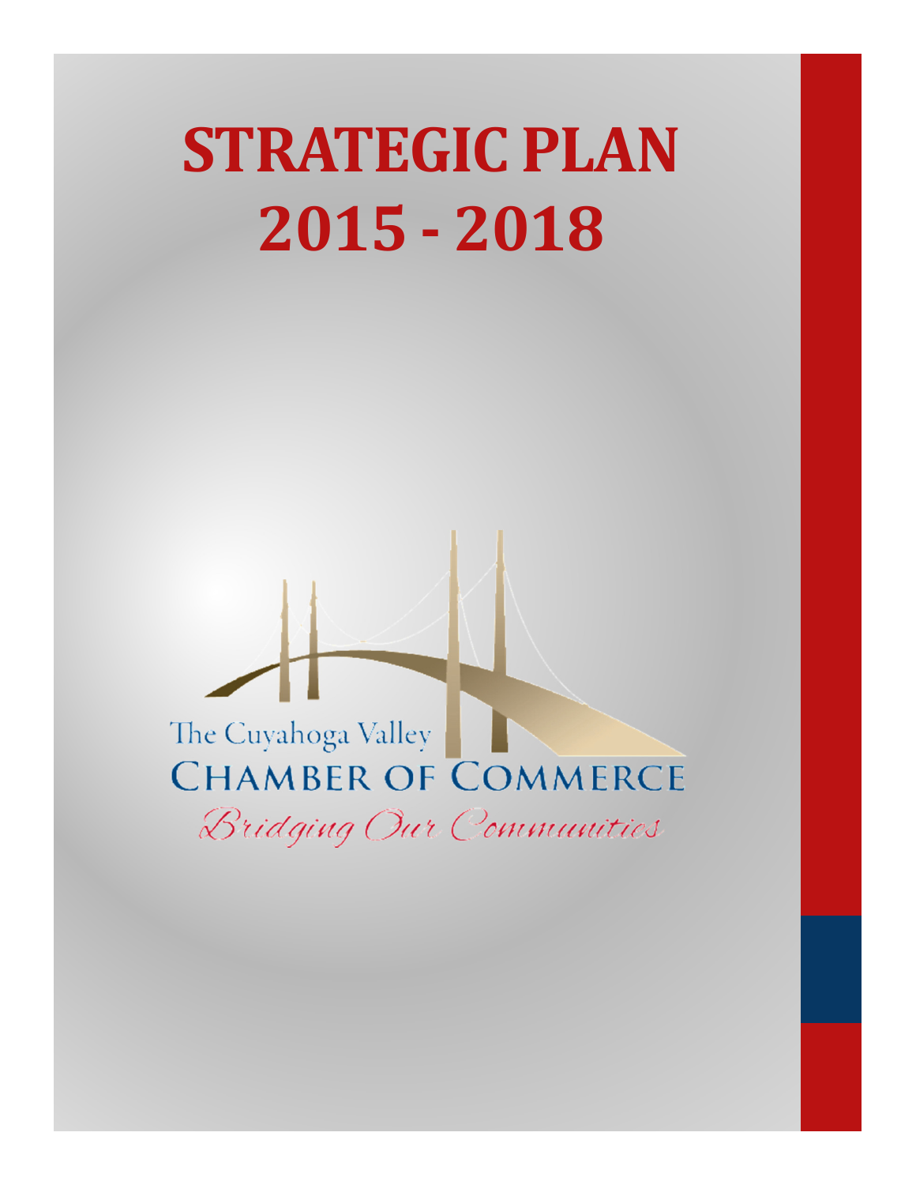# STRATEGIC PLAN 2015 - 2018

The Cuyahoga Valley

CHAMBER OF COMMERCE

*Bridging Our Communities*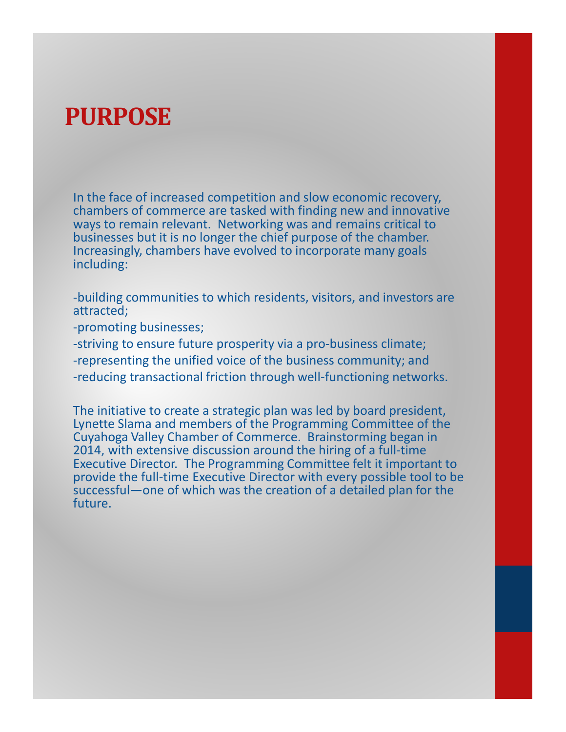# PURPOSE

In the face of increased competition and slow economic recovery, chambers of commerce are tasked with finding new and innovative ways to remain relevant. Networking was and remains critical to businesses but it is no longer the chief purpose of the chamber. Increasingly, chambers have evolved to incorporate many goals including:

-building communities to which residents, visitors, and investors are attracted;

-promoting businesses;

-striving to ensure future prosperity via a pro-business climate;

-representing the unified voice of the business community; and

-reducing transactional friction through well-functioning networks.

The initiative to create a strategic plan was led by board president, Lynette Slama and members of the Programming Committee of the Cuyahoga Valley Chamber of Commerce. Brainstorming began in 2014, with extensive discussion around the hiring of a full-time Executive Director. The Programming Committee felt it important to provide the full-time Executive Director with every possible tool to be successful—one of which was the creation of a detailed plan for the future.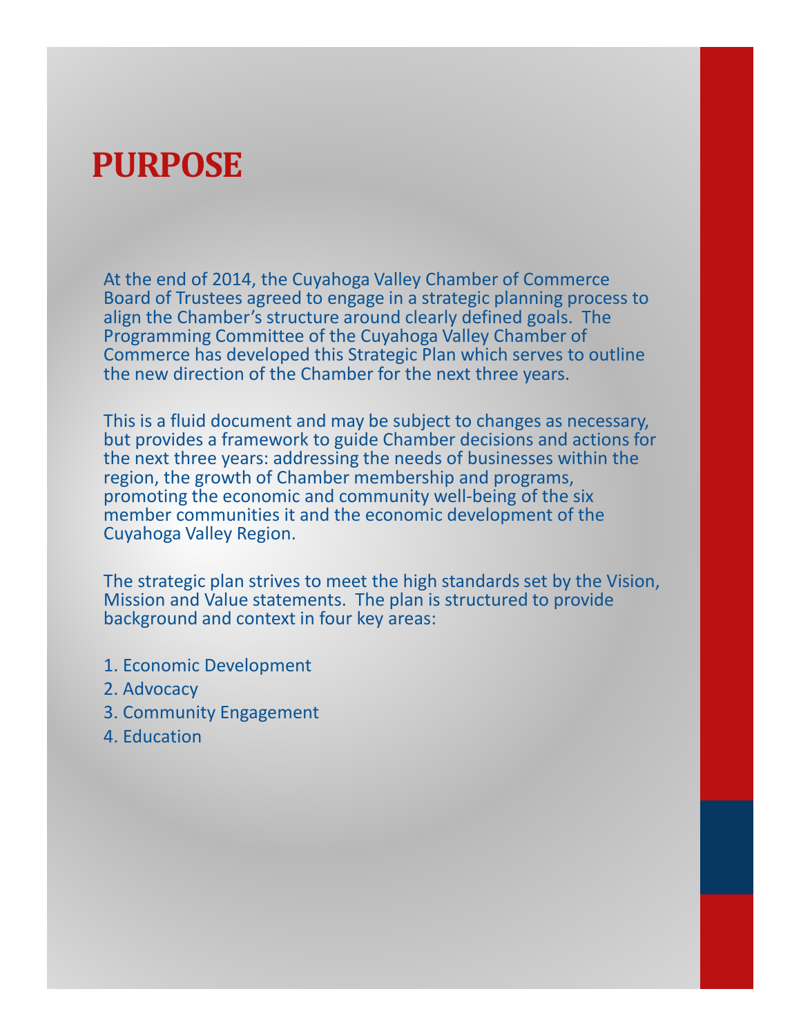# PURPOSE

At the end of 2014, the Cuyahoga Valley Chamber of Commerce Board of Trustees agreed to engage in a strategic planning process to align the Chamber's structure around clearly defined goals. The Programming Committee of the Cuyahoga Valley Chamber of Commerce has developed this Strategic Plan which serves to outline the new direction of the Chamber for the next three years.

This is a fluid document and may be subject to changes as necessary, but provides a framework to guide Chamber decisions and actions for the next three years: addressing the needs of businesses within the region, the growth of Chamber membership and programs, promoting the economic and community well-being of the six member communities it and the economic development of the Cuyahoga Valley Region.

The strategic plan strives to meet the high standards set by the Vision, Mission and Value statements. The plan is structured to provide background and context in four key areas:

1. Economic Development
2. Advocacy
3. Community Engagement
4. Education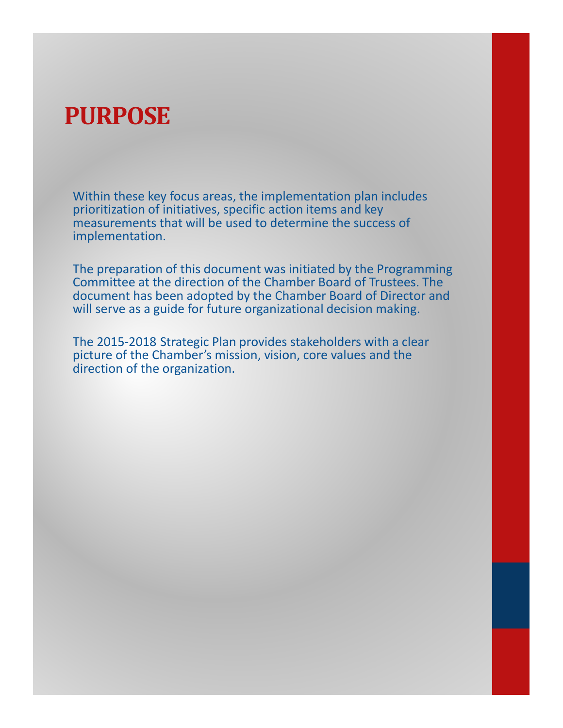# PURPOSE

Within these key focus areas, the implementation plan includes prioritization of initiatives, specific action items and key measurements that will be used to determine the success of implementation.

The preparation of this document was initiated by the Programming Committee at the direction of the Chamber Board of Trustees. The document has been adopted by the Chamber Board of Director and will serve as a guide for future organizational decision making.

The 2015-2018 Strategic Plan provides stakeholders with a clear picture of the Chamber’s mission, vision, core values and the direction of the organization.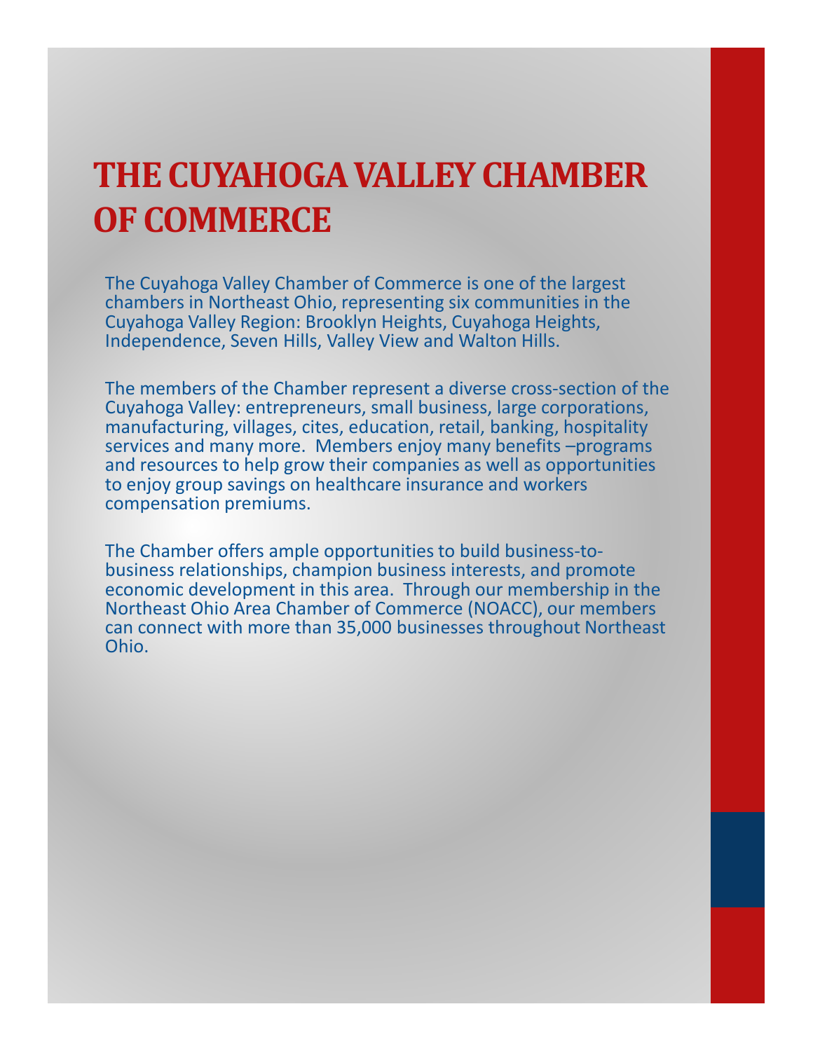# THE CUYAHOGA VALLEY CHAMBER OF COMMERCE

The Cuyahoga Valley Chamber of Commerce is one of the largest chambers in Northeast Ohio, representing six communities in the Cuyahoga Valley Region: Brooklyn Heights, Cuyahoga Heights, Independence, Seven Hills, Valley View and Walton Hills.

The members of the Chamber represent a diverse cross-section of the Cuyahoga Valley: entrepreneurs, small business, large corporations, manufacturing, villages, cites, education, retail, banking, hospitality services and many more. Members enjoy many benefits –programs and resources to help grow their companies as well as opportunities to enjoy group savings on healthcare insurance and workers compensation premiums.

The Chamber offers ample opportunities to build business-to-business relationships, champion business interests, and promote economic development in this area. Through our membership in the Northeast Ohio Area Chamber of Commerce (NOACC), our members can connect with more than 35,000 businesses throughout Northeast Ohio.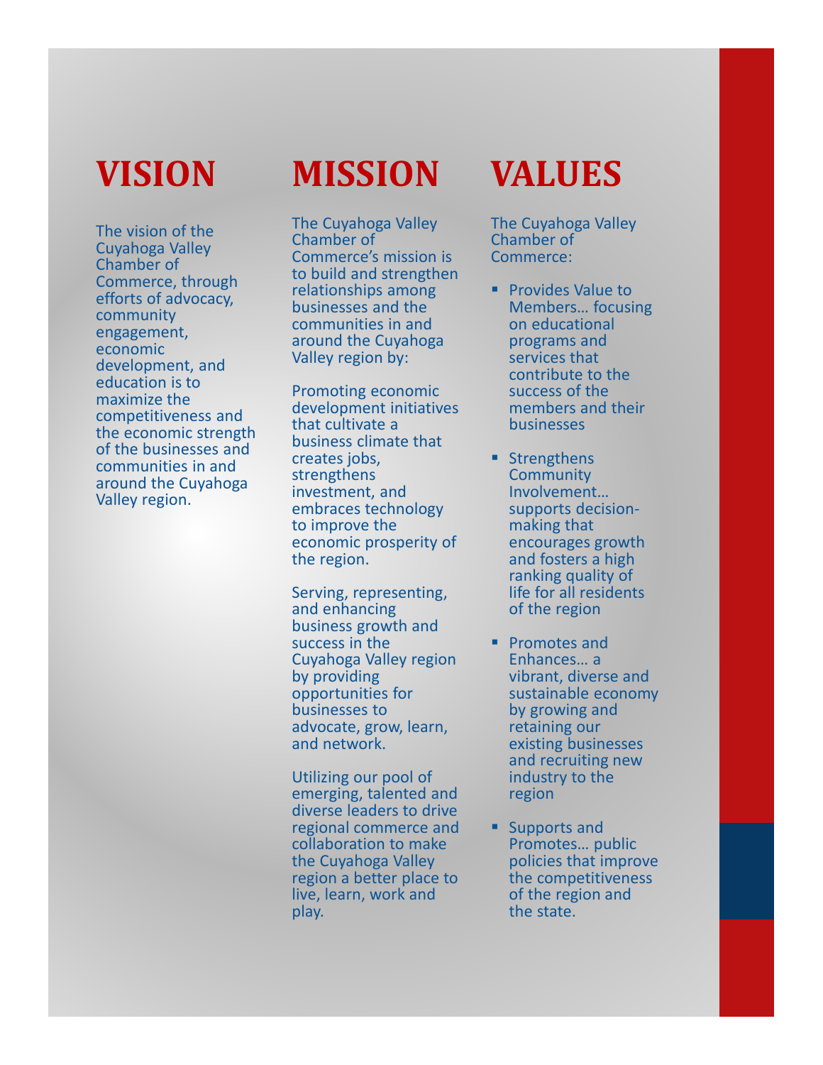# VISION

The vision of the Cuyahoga Valley Chamber of Commerce, through efforts of advocacy, community engagement, economic development, and education is to maximize the competitiveness and the economic strength of the businesses and communities in and around the Cuyahoga Valley region.

# MISSION

The Cuyahoga Valley Chamber of Commerce's mission is to build and strengthen relationships among businesses and the communities in and around the Cuyahoga Valley region by:

Promoting economic development initiatives that cultivate a business climate that creates jobs, strengthens investment, and embraces technology to improve the economic prosperity of the region.

Serving, representing, and enhancing business growth and success in the Cuyahoga Valley region by providing opportunities for businesses to advocate, grow, learn, and network.

Utilizing our pool of emerging, talented and diverse leaders to drive regional commerce and collaboration to make the Cuyahoga Valley region a better place to live, learn, work and play.

# VALUES

The Cuyahoga Valley Chamber of Commerce:

- Provides Value to Members… focusing on educational programs and services that contribute to the success of the members and their businesses
- Strengthens Community Involvement… supports decision-making that encourages growth and fosters a high ranking quality of life for all residents of the region
- Promotes and Enhances… a vibrant, diverse and sustainable economy by growing and retaining our existing businesses and recruiting new industry to the region
- Supports and Promotes… public policies that improve the competitiveness of the region and the state.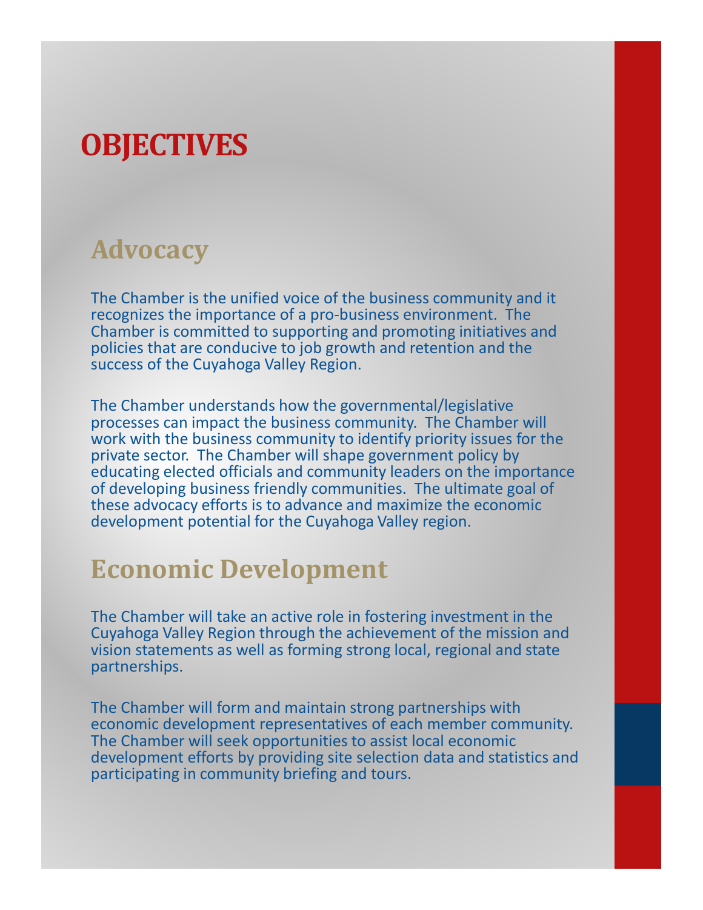# OBJECTIVES

## Advocacy

The Chamber is the unified voice of the business community and it recognizes the importance of a pro-business environment. The Chamber is committed to supporting and promoting initiatives and policies that are conducive to job growth and retention and the success of the Cuyahoga Valley Region.

The Chamber understands how the governmental/legislative processes can impact the business community. The Chamber will work with the business community to identify priority issues for the private sector. The Chamber will shape government policy by educating elected officials and community leaders on the importance of developing business friendly communities. The ultimate goal of these advocacy efforts is to advance and maximize the economic development potential for the Cuyahoga Valley region.

## Economic Development

The Chamber will take an active role in fostering investment in the Cuyahoga Valley Region through the achievement of the mission and vision statements as well as forming strong local, regional and state partnerships.

The Chamber will form and maintain strong partnerships with economic development representatives of each member community. The Chamber will seek opportunities to assist local economic development efforts by providing site selection data and statistics and participating in community briefing and tours.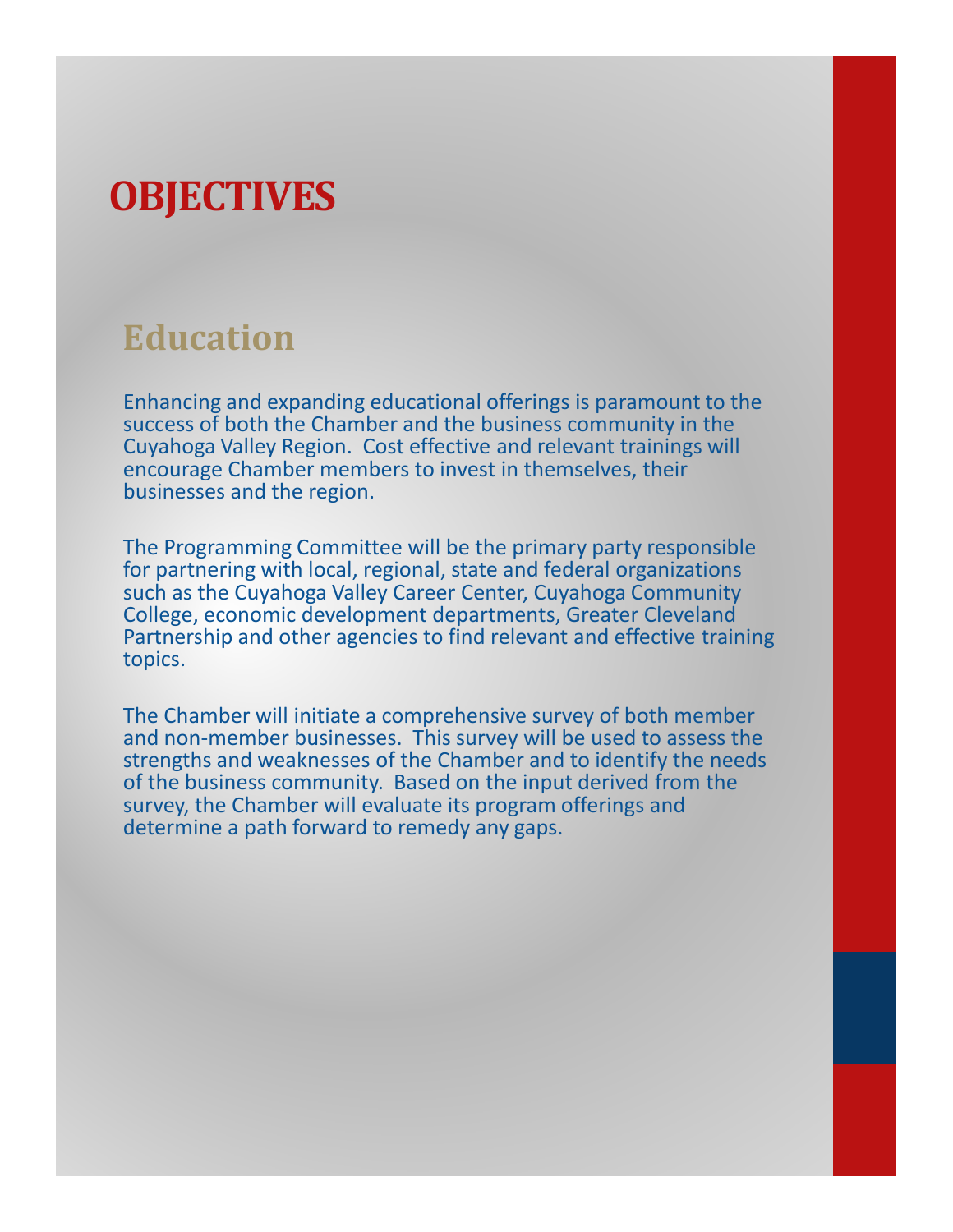# OBJECTIVES

## Education

Enhancing and expanding educational offerings is paramount to the success of both the Chamber and the business community in the Cuyahoga Valley Region. Cost effective and relevant trainings will encourage Chamber members to invest in themselves, their businesses and the region.

The Programming Committee will be the primary party responsible for partnering with local, regional, state and federal organizations such as the Cuyahoga Valley Career Center, Cuyahoga Community College, economic development departments, Greater Cleveland Partnership and other agencies to find relevant and effective training topics.

The Chamber will initiate a comprehensive survey of both member and non-member businesses. This survey will be used to assess the strengths and weaknesses of the Chamber and to identify the needs of the business community. Based on the input derived from the survey, the Chamber will evaluate its program offerings and determine a path forward to remedy any gaps.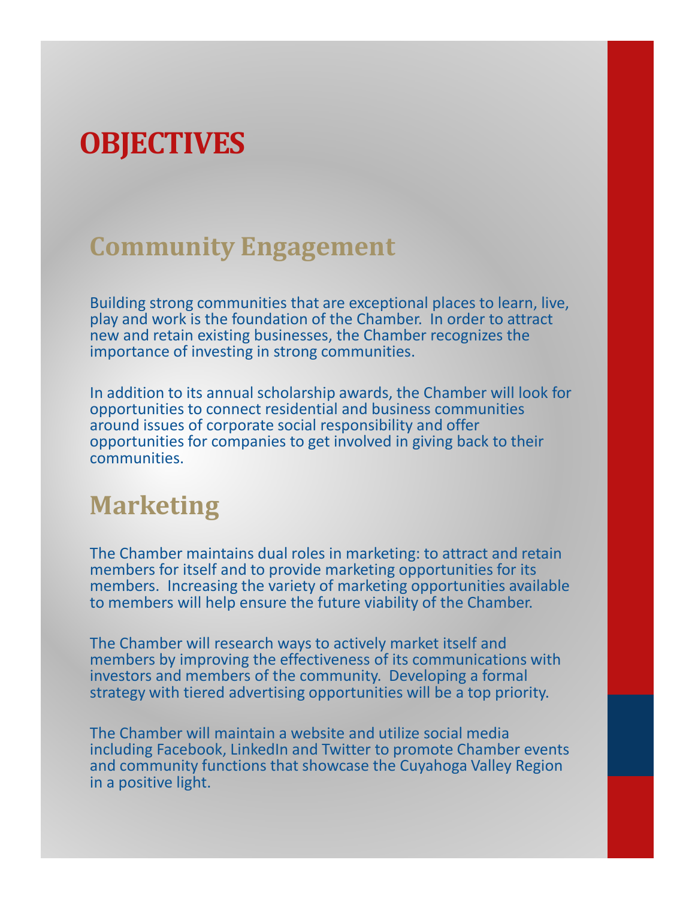# OBJECTIVES

## Community Engagement

Building strong communities that are exceptional places to learn, live, play and work is the foundation of the Chamber. In order to attract new and retain existing businesses, the Chamber recognizes the importance of investing in strong communities.

In addition to its annual scholarship awards, the Chamber will look for opportunities to connect residential and business communities around issues of corporate social responsibility and offer opportunities for companies to get involved in giving back to their communities.

## Marketing

The Chamber maintains dual roles in marketing: to attract and retain members for itself and to provide marketing opportunities for its members. Increasing the variety of marketing opportunities available to members will help ensure the future viability of the Chamber.

The Chamber will research ways to actively market itself and members by improving the effectiveness of its communications with investors and members of the community. Developing a formal strategy with tiered advertising opportunities will be a top priority.

The Chamber will maintain a website and utilize social media including Facebook, LinkedIn and Twitter to promote Chamber events and community functions that showcase the Cuyahoga Valley Region in a positive light.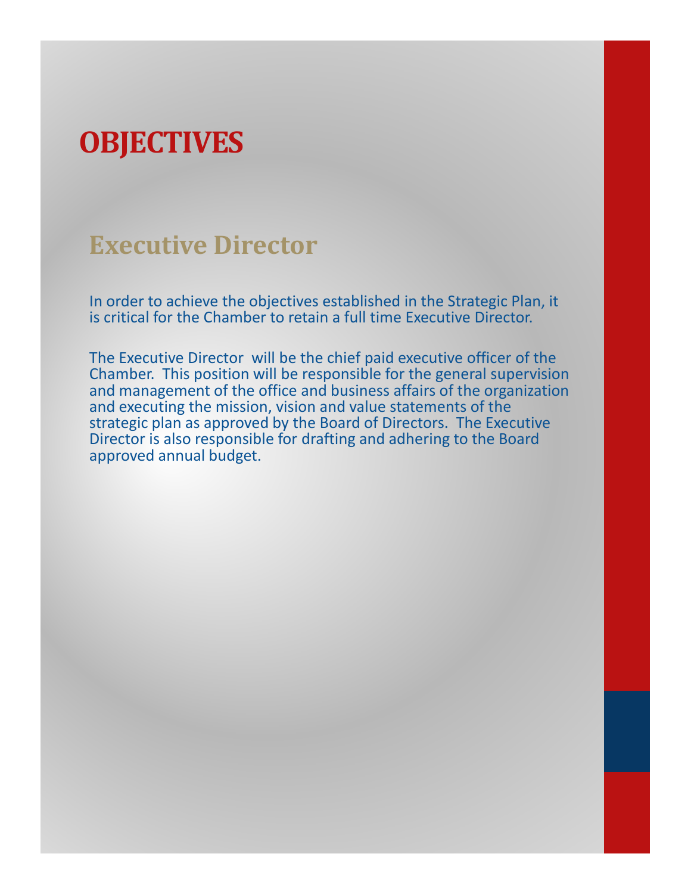# OBJECTIVES

## Executive Director

In order to achieve the objectives established in the Strategic Plan, it is critical for the Chamber to retain a full time Executive Director.

The Executive Director will be the chief paid executive officer of the Chamber. This position will be responsible for the general supervision and management of the office and business affairs of the organization and executing the mission, vision and value statements of the strategic plan as approved by the Board of Directors. The Executive Director is also responsible for drafting and adhering to the Board approved annual budget.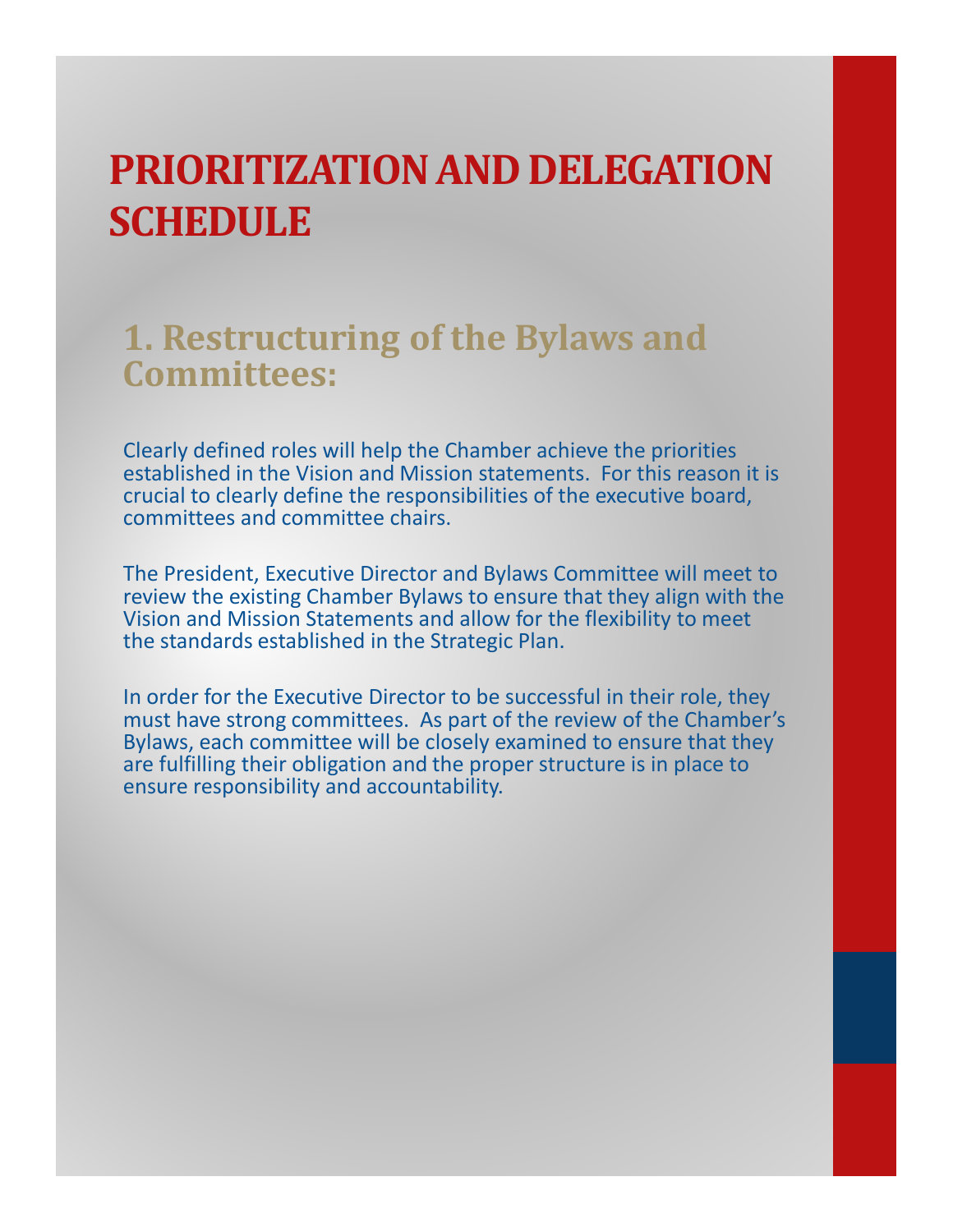# PRIORITIZATION AND DELEGATION SCHEDULE

## 1. Restructuring of the Bylaws and Committees:

Clearly defined roles will help the Chamber achieve the priorities established in the Vision and Mission statements. For this reason it is crucial to clearly define the responsibilities of the executive board, committees and committee chairs.

The President, Executive Director and Bylaws Committee will meet to review the existing Chamber Bylaws to ensure that they align with the Vision and Mission Statements and allow for the flexibility to meet the standards established in the Strategic Plan.

In order for the Executive Director to be successful in their role, they must have strong committees. As part of the review of the Chamber's Bylaws, each committee will be closely examined to ensure that they are fulfilling their obligation and the proper structure is in place to ensure responsibility and accountability.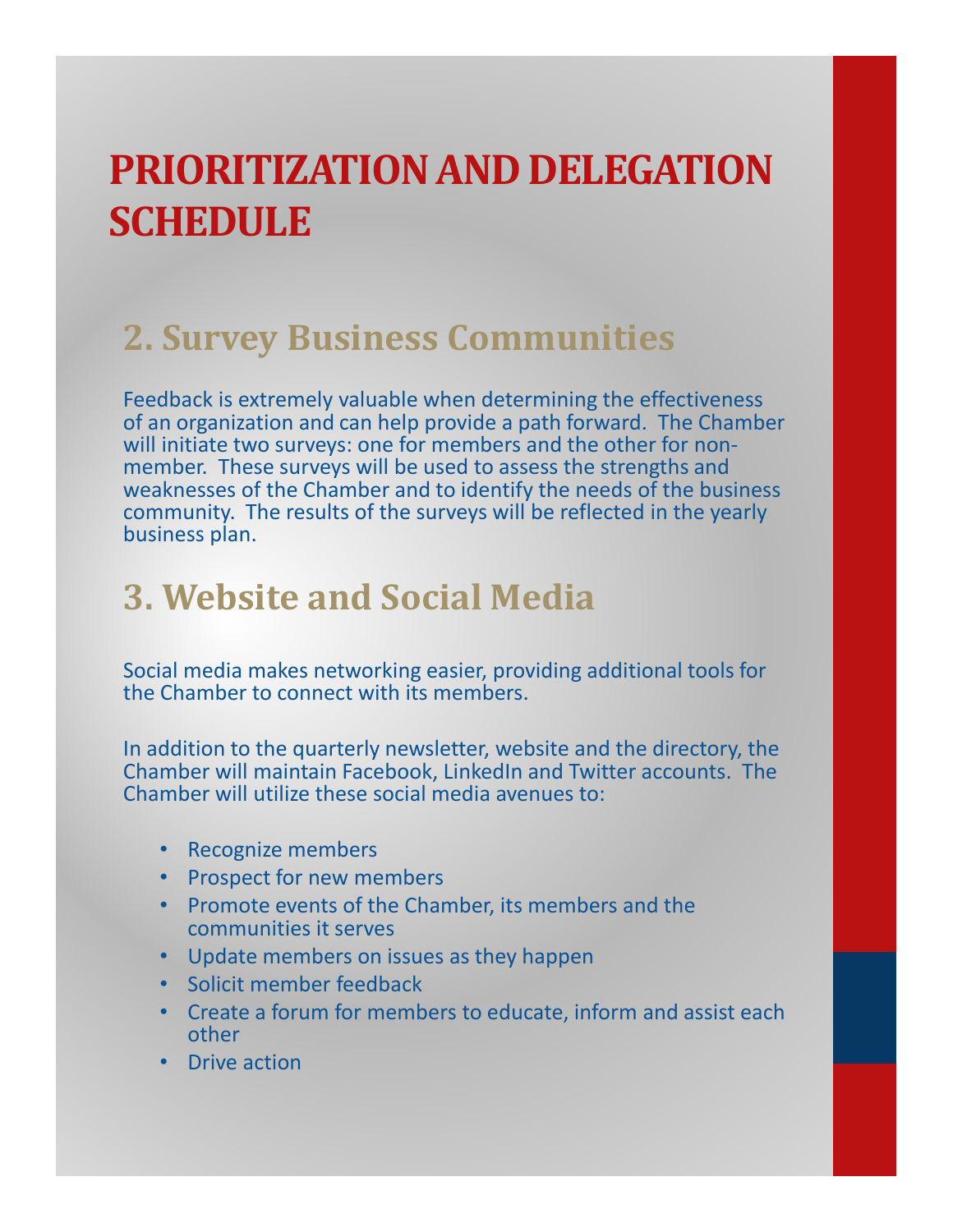# PRIORITIZATION AND DELEGATION SCHEDULE

## 2. Survey Business Communities

Feedback is extremely valuable when determining the effectiveness of an organization and can help provide a path forward. The Chamber will initiate two surveys: one for members and the other for non-member. These surveys will be used to assess the strengths and weaknesses of the Chamber and to identify the needs of the business community. The results of the surveys will be reflected in the yearly business plan.

## 3. Website and Social Media

Social media makes networking easier, providing additional tools for the Chamber to connect with its members.

In addition to the quarterly newsletter, website and the directory, the Chamber will maintain Facebook, LinkedIn and Twitter accounts. The Chamber will utilize these social media avenues to:

- Recognize members
- Prospect for new members
- Promote events of the Chamber, its members and the communities it serves
- Update members on issues as they happen
- Solicit member feedback
- Create a forum for members to educate, inform and assist each other
- Drive action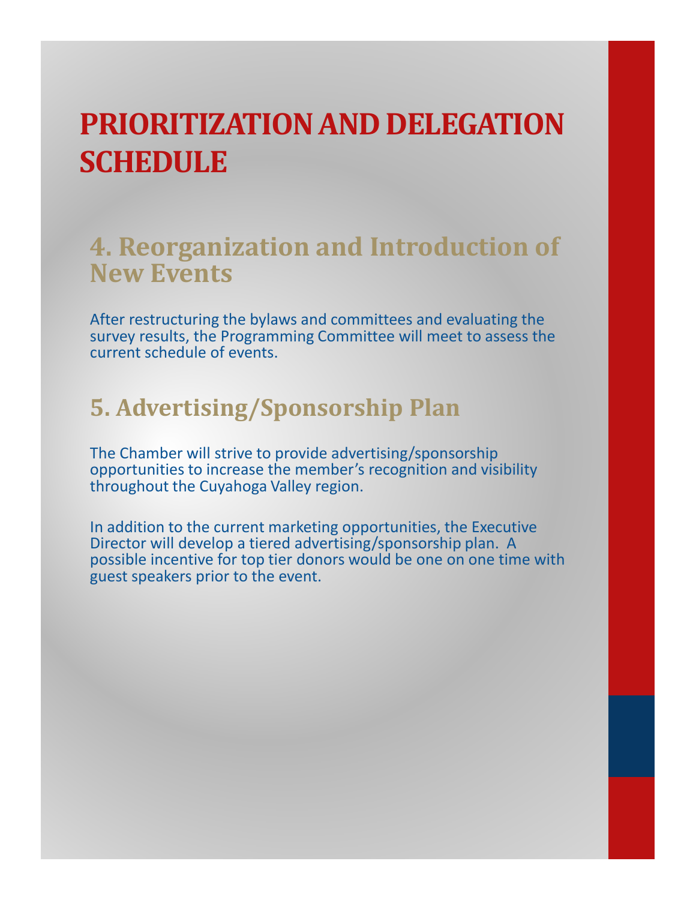# PRIORITIZATION AND DELEGATION SCHEDULE

## 4. Reorganization and Introduction of New Events

After restructuring the bylaws and committees and evaluating the survey results, the Programming Committee will meet to assess the current schedule of events.

## 5. Advertising/Sponsorship Plan

The Chamber will strive to provide advertising/sponsorship opportunities to increase the member's recognition and visibility throughout the Cuyahoga Valley region.

In addition to the current marketing opportunities, the Executive Director will develop a tiered advertising/sponsorship plan. A possible incentive for top tier donors would be one on one time with guest speakers prior to the event.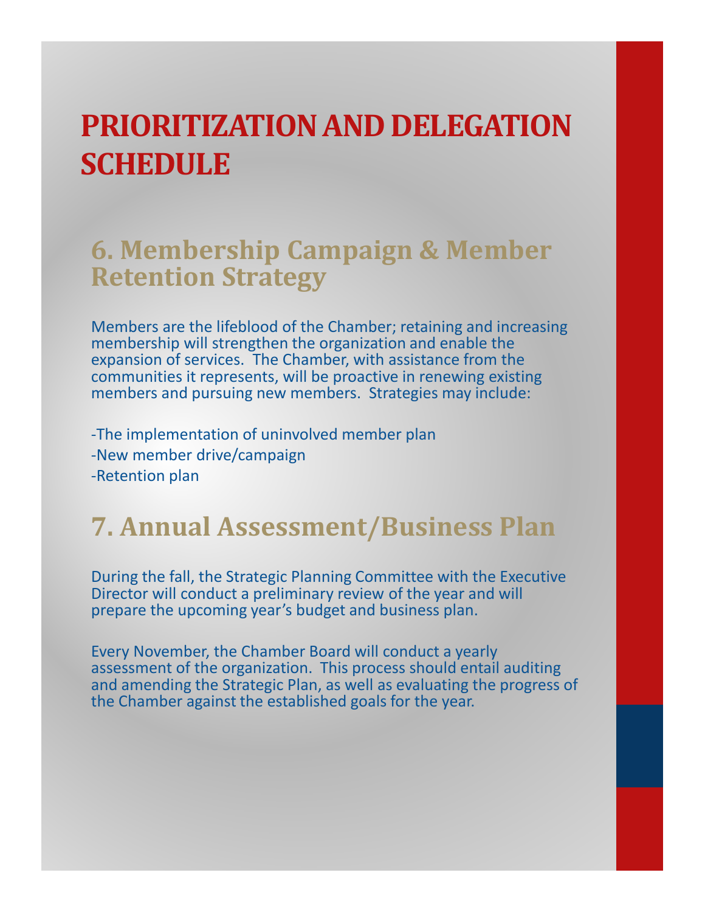# PRIORITIZATION AND DELEGATION SCHEDULE

## 6. Membership Campaign & Member Retention Strategy

Members are the lifeblood of the Chamber; retaining and increasing membership will strengthen the organization and enable the expansion of services. The Chamber, with assistance from the communities it represents, will be proactive in renewing existing members and pursuing new members. Strategies may include:

-The implementation of uninvolved member plan
-New member drive/campaign
-Retention plan

## 7. Annual Assessment/Business Plan

During the fall, the Strategic Planning Committee with the Executive Director will conduct a preliminary review of the year and will prepare the upcoming year's budget and business plan.

Every November, the Chamber Board will conduct a yearly assessment of the organization. This process should entail auditing and amending the Strategic Plan, as well as evaluating the progress of the Chamber against the established goals for the year.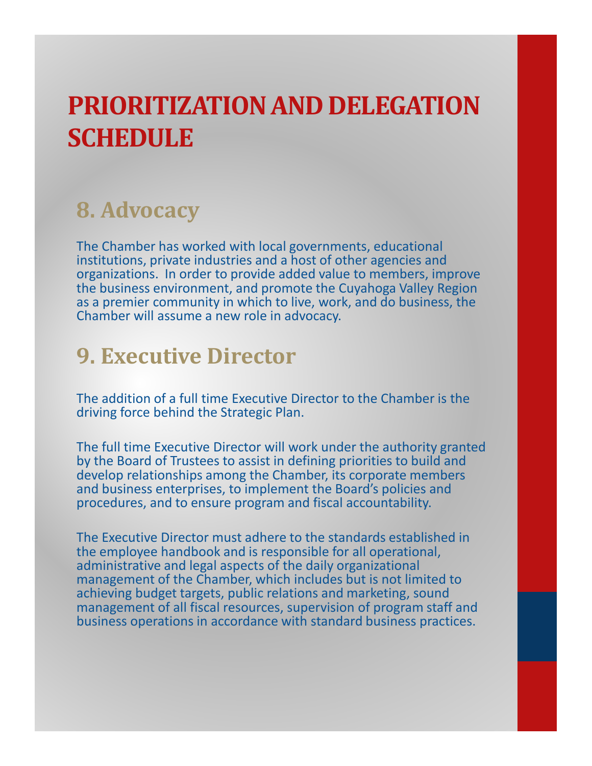# PRIORITIZATION AND DELEGATION SCHEDULE

## 8. Advocacy

The Chamber has worked with local governments, educational institutions, private industries and a host of other agencies and organizations. In order to provide added value to members, improve the business environment, and promote the Cuyahoga Valley Region as a premier community in which to live, work, and do business, the Chamber will assume a new role in advocacy.

## 9. Executive Director

The addition of a full time Executive Director to the Chamber is the driving force behind the Strategic Plan.

The full time Executive Director will work under the authority granted by the Board of Trustees to assist in defining priorities to build and develop relationships among the Chamber, its corporate members and business enterprises, to implement the Board's policies and procedures, and to ensure program and fiscal accountability.

The Executive Director must adhere to the standards established in the employee handbook and is responsible for all operational, administrative and legal aspects of the daily organizational management of the Chamber, which includes but is not limited to achieving budget targets, public relations and marketing, sound management of all fiscal resources, supervision of program staff and business operations in accordance with standard business practices.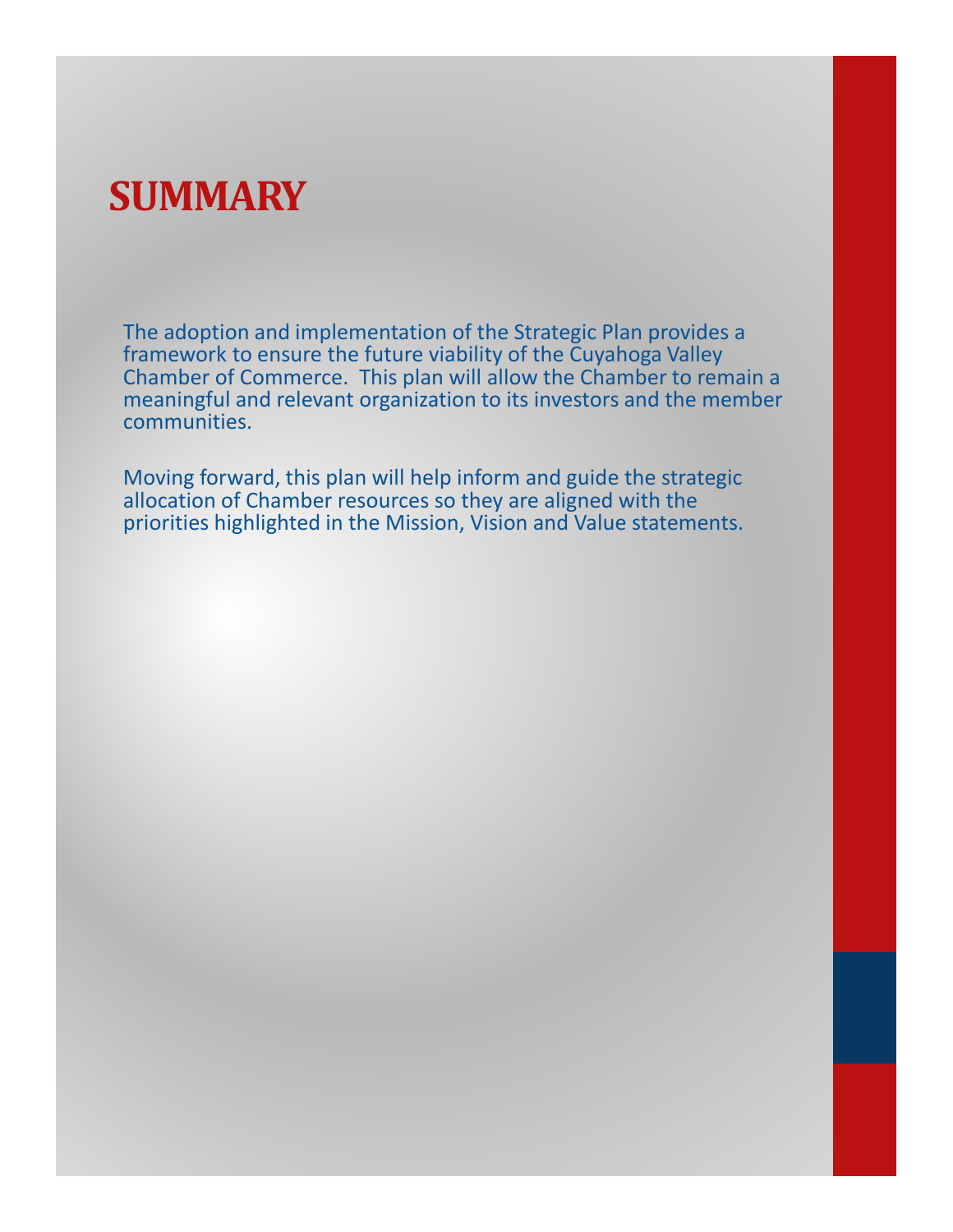# SUMMARY

The adoption and implementation of the Strategic Plan provides a framework to ensure the future viability of the Cuyahoga Valley Chamber of Commerce. This plan will allow the Chamber to remain a meaningful and relevant organization to its investors and the member communities.

Moving forward, this plan will help inform and guide the strategic allocation of Chamber resources so they are aligned with the priorities highlighted in the Mission, Vision and Value statements.